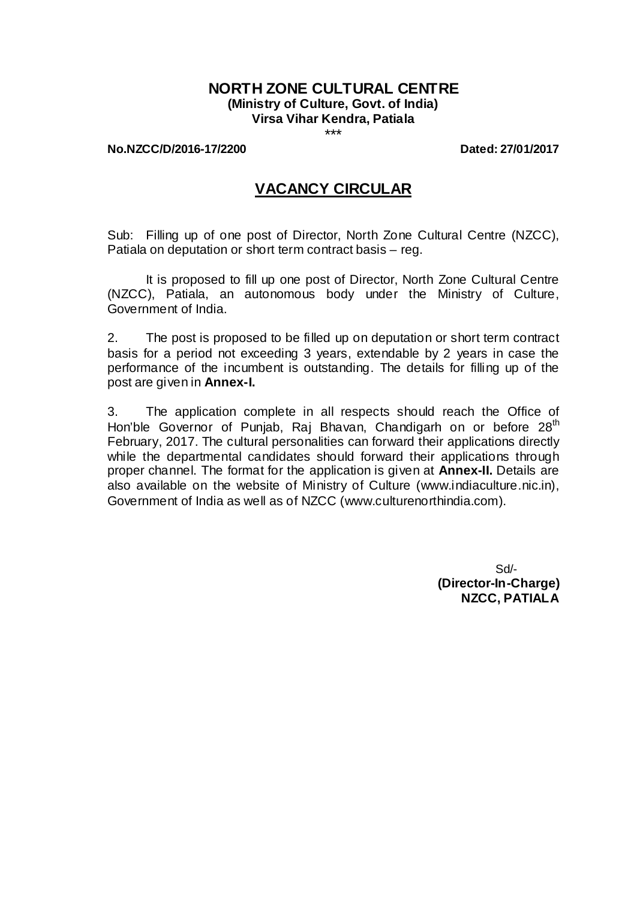# NORTH ZONE CULTURAL CENTRE

**(Ministry of Culture, Govt. of India)**
**Virsa Vihar Kendra, Patiala**

\*\*\*

**No.NZCC/D/2016-17/2200** **Dated: 27/01/2017**

## VACANCY CIRCULAR

Sub: Filling up of one post of Director, North Zone Cultural Centre (NZCC), Patiala on deputation or short term contract basis – reg.

It is proposed to fill up one post of Director, North Zone Cultural Centre (NZCC), Patiala, an autonomous body under the Ministry of Culture, Government of India.

2. The post is proposed to be filled up on deputation or short term contract basis for a period not exceeding 3 years, extendable by 2 years in case the performance of the incumbent is outstanding. The details for filling up of the post are given in **Annex-I.**

3. The application complete in all respects should reach the Office of Hon'ble Governor of Punjab, Raj Bhavan, Chandigarh on or before 28th February, 2017. The cultural personalities can forward their applications directly while the departmental candidates should forward their applications through proper channel. The format for the application is given at **Annex-II.** Details are also available on the website of Ministry of Culture (www.indiaculture.nic.in), Government of India as well as of NZCC (www.culturenorthindia.com).

Sd/-
**(Director-In-Charge)**
**NZCC, PATIALA**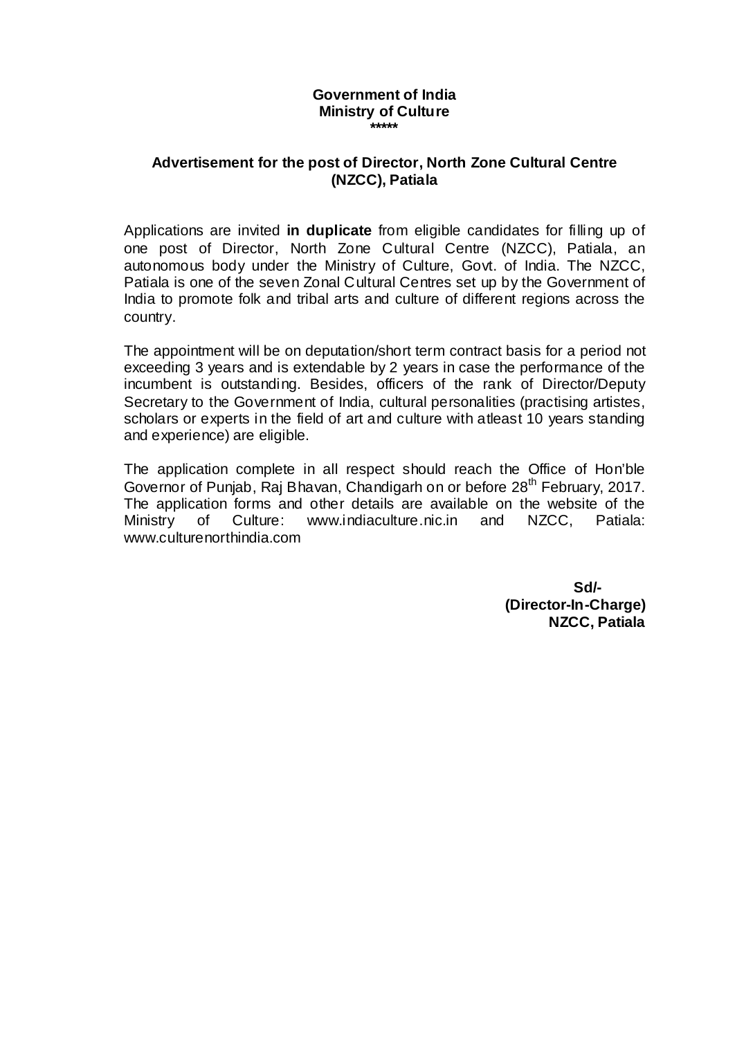**Government of India**
**Ministry of Culture**
**\*\*\*\*\***

## Advertisement for the post of Director, North Zone Cultural Centre (NZCC), Patiala

Applications are invited **in duplicate** from eligible candidates for filling up of one post of Director, North Zone Cultural Centre (NZCC), Patiala, an autonomous body under the Ministry of Culture, Govt. of India. The NZCC, Patiala is one of the seven Zonal Cultural Centres set up by the Government of India to promote folk and tribal arts and culture of different regions across the country.

The appointment will be on deputation/short term contract basis for a period not exceeding 3 years and is extendable by 2 years in case the performance of the incumbent is outstanding. Besides, officers of the rank of Director/Deputy Secretary to the Government of India, cultural personalities (practising artistes, scholars or experts in the field of art and culture with atleast 10 years standing and experience) are eligible.

The application complete in all respect should reach the Office of Hon'ble Governor of Punjab, Raj Bhavan, Chandigarh on or before 28th February, 2017. The application forms and other details are available on the website of the Ministry of Culture: www.indiaculture.nic.in and NZCC, Patiala: www.culturenorthindia.com

**Sd/-**
**(Director-In-Charge)**
**NZCC, Patiala**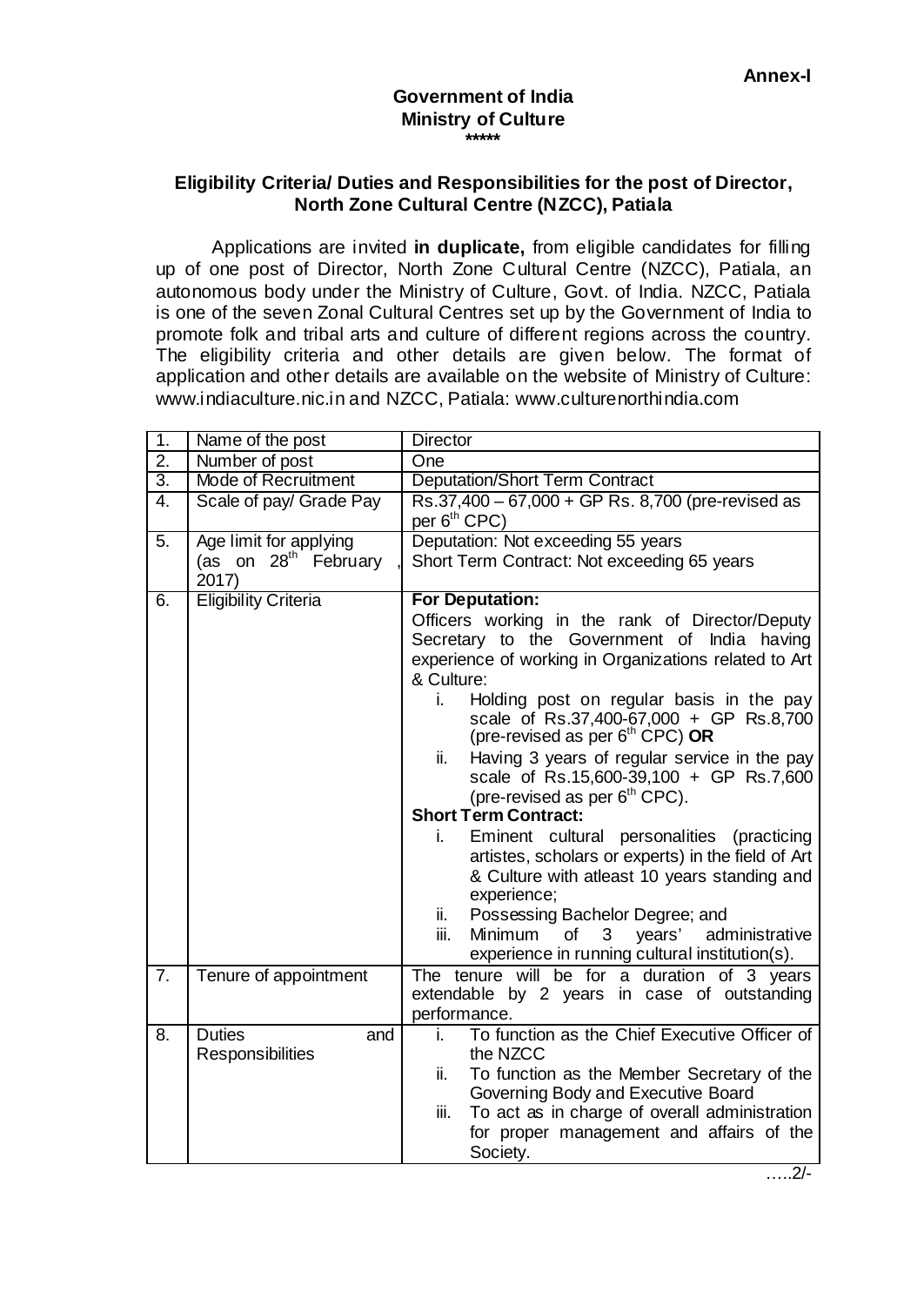**Annex-I**

**Government of India**
**Ministry of Culture**
**\*\*\*\*\***

## Eligibility Criteria/ Duties and Responsibilities for the post of Director, North Zone Cultural Centre (NZCC), Patiala

Applications are invited **in duplicate,** from eligible candidates for filling up of one post of Director, North Zone Cultural Centre (NZCC), Patiala, an autonomous body under the Ministry of Culture, Govt. of India. NZCC, Patiala is one of the seven Zonal Cultural Centres set up by the Government of India to promote folk and tribal arts and culture of different regions across the country. The eligibility criteria and other details are given below. The format of application and other details are available on the website of Ministry of Culture: www.indiaculture.nic.in and NZCC, Patiala: www.culturenorthindia.com

| | | |
|---|---|---|
| 1. | Name of the post | Director |
| 2. | Number of post | One |
| 3. | Mode of Recruitment | Deputation/Short Term Contract |
| 4. | Scale of pay/ Grade Pay | Rs.37,400 – 67,000 + GP Rs. 8,700 (pre-revised as per 6th CPC) |
| 5. | Age limit for applying (as on 28th February, 2017) | Deputation: Not exceeding 55 years<br>Short Term Contract: Not exceeding 65 years |
| 6. | Eligibility Criteria | **For Deputation:**<br>Officers working in the rank of Director/Deputy Secretary to the Government of India having experience of working in Organizations related to Art & Culture:<br>i. Holding post on regular basis in the pay scale of Rs.37,400-67,000 + GP Rs.8,700 (pre-revised as per 6th CPC) **OR**<br>ii. Having 3 years of regular service in the pay scale of Rs.15,600-39,100 + GP Rs.7,600 (pre-revised as per 6th CPC).<br>**Short Term Contract:**<br>i. Eminent cultural personalities (practicing artistes, scholars or experts) in the field of Art & Culture with atleast 10 years standing and experience;<br>ii. Possessing Bachelor Degree; and<br>iii. Minimum of 3 years' administrative experience in running cultural institution(s). |
| 7. | Tenure of appointment | The tenure will be for a duration of 3 years extendable by 2 years in case of outstanding performance. |
| 8. | Duties and Responsibilities | i. To function as the Chief Executive Officer of the NZCC<br>ii. To function as the Member Secretary of the Governing Body and Executive Board<br>iii. To act as in charge of overall administration for proper management and affairs of the Society. |

…..2/-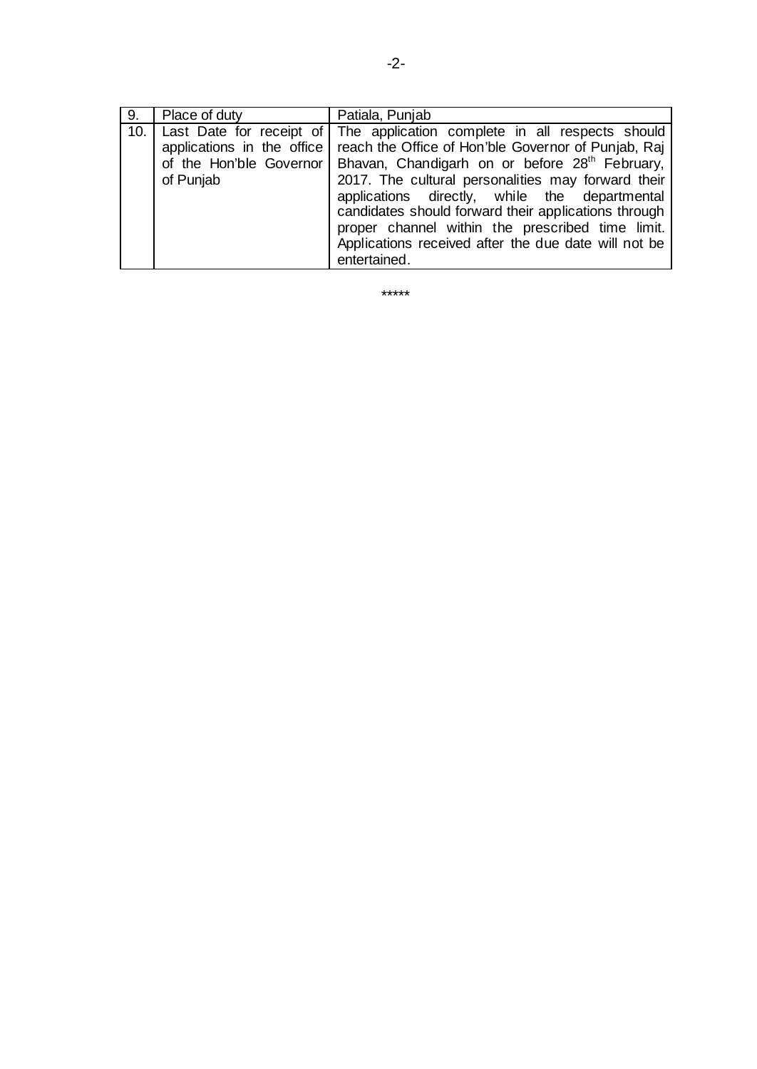| 9. | Place of duty | Patiala, Punjab |
|---|---|---|
| 10. | Last Date for receipt of applications in the office of the Hon'ble Governor of Punjab | The application complete in all respects should reach the Office of Hon'ble Governor of Punjab, Raj Bhavan, Chandigarh on or before 28th February, 2017. The cultural personalities may forward their applications directly, while the departmental candidates should forward their applications through proper channel within the prescribed time limit. Applications received after the due date will not be entertained. |

*****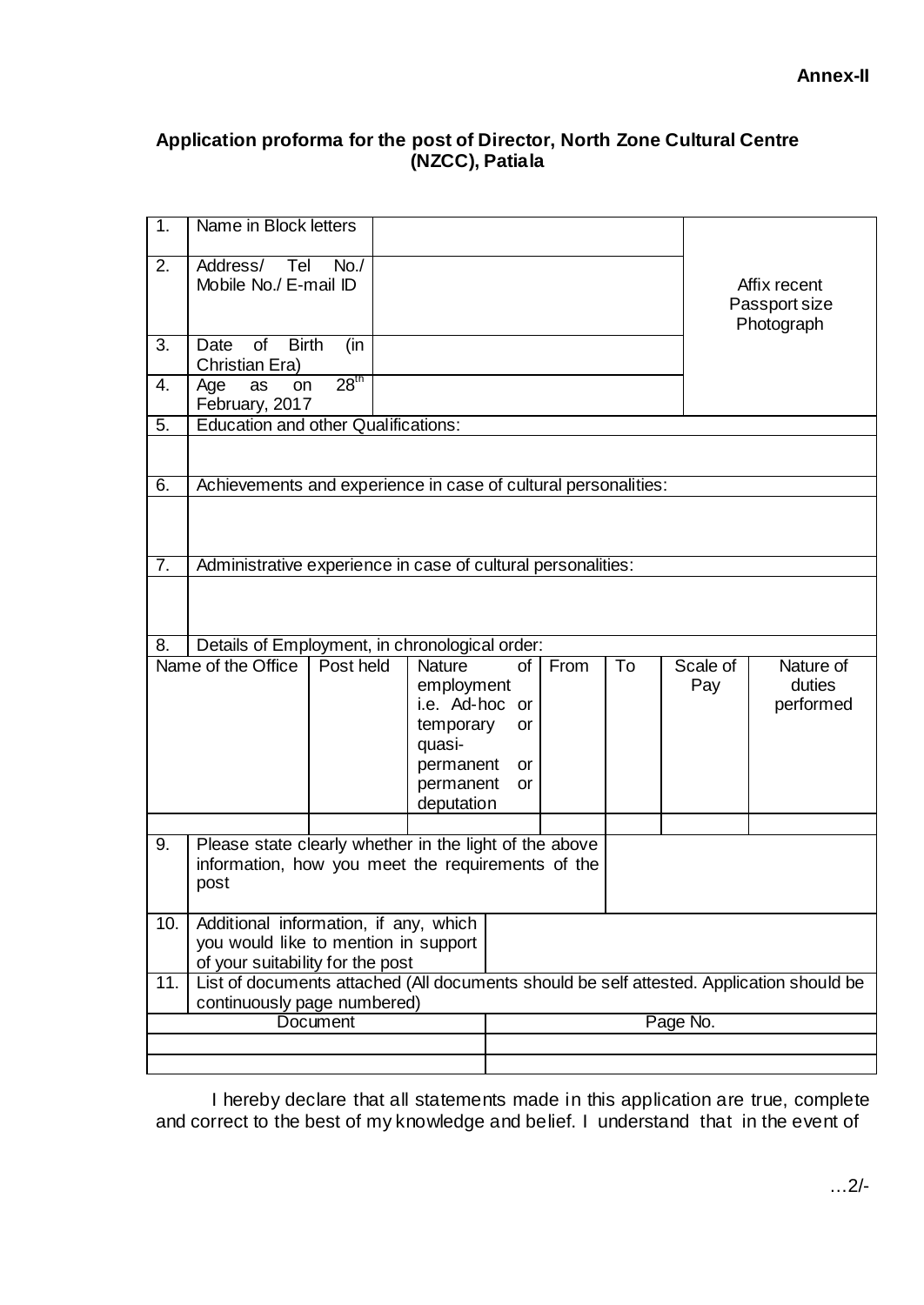**Annex-II**

**Application proforma for the post of Director, North Zone Cultural Centre (NZCC), Patiala**

| | | | |
|---|---|---|---|
| 1. | Name in Block letters | | Affix recent Passport size Photograph |
| 2. | Address/ Tel No./ Mobile No./ E-mail ID | | |
| 3. | Date of Birth (in Christian Era) | | |
| 4. | Age as on 28$^{th}$ February, 2017 | | |
| 5. | Education and other Qualifications: | | |
| | | | |
| 6. | Achievements and experience in case of cultural personalities: | | |
| | | | |
| 7. | Administrative experience in case of cultural personalities: | | |
| | | | |
| 8. | Details of Employment, in chronological order: | | |

| Name of the Office | Post held | Nature of employment i.e. Ad-hoc or temporary or quasi-permanent or permanent or deputation | From | To | Scale of Pay | Nature of duties performed |
|---|---|---|---|---|---|---|
| | | | | | | |

| | | |
|---|---|---|
| 9. | Please state clearly whether in the light of the above information, how you meet the requirements of the post | |
| 10. | Additional information, if any, which you would like to mention in support of your suitability for the post | |
| 11. | List of documents attached (All documents should be self attested. Application should be continuously page numbered) | |

| Document | Page No. |
|---|---|
| | |
| | |

I hereby declare that all statements made in this application are true, complete and correct to the best of my knowledge and belief. I understand that in the event of

…2/-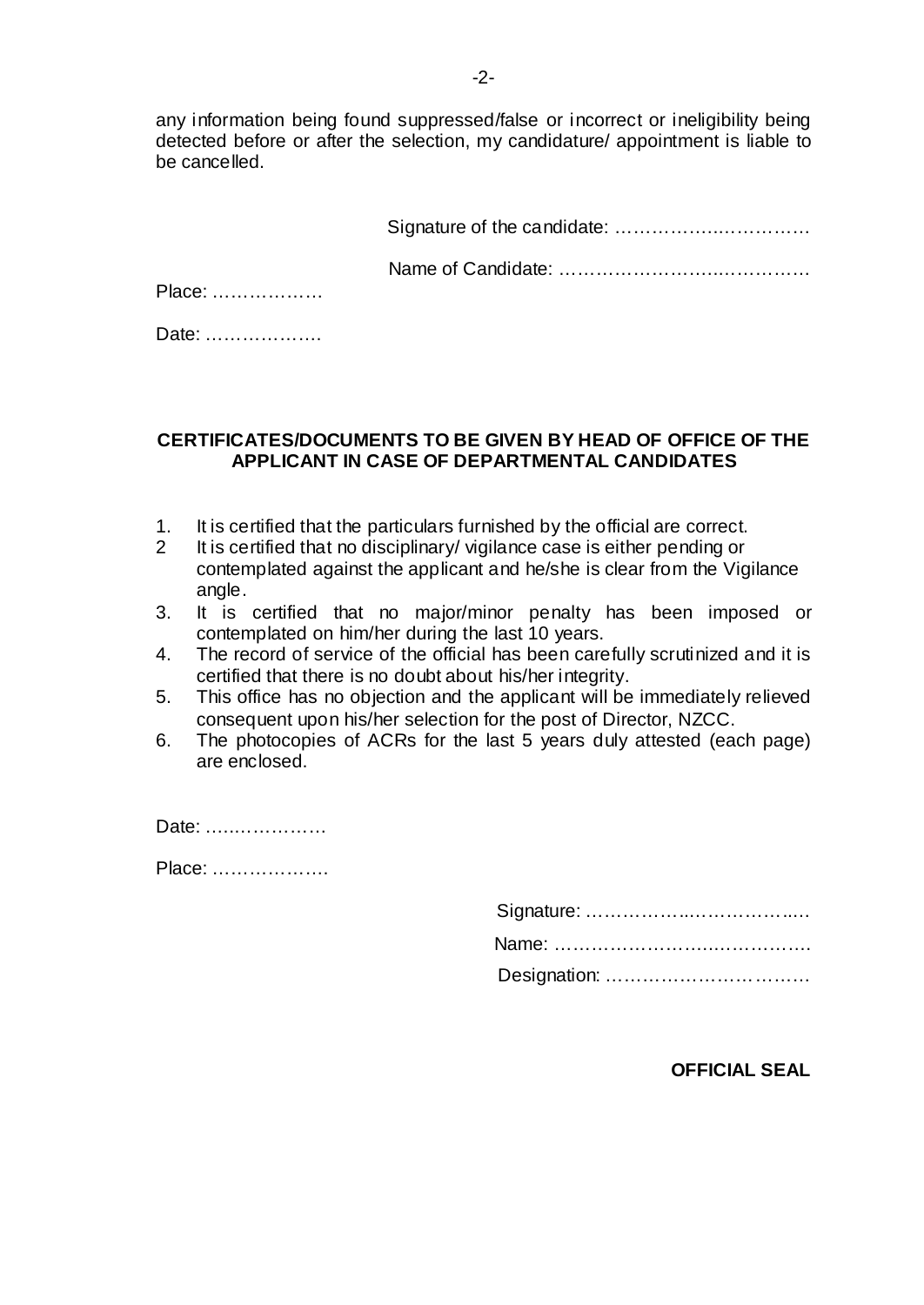any information being found suppressed/false or incorrect or ineligibility being detected before or after the selection, my candidature/ appointment is liable to be cancelled.

Signature of the candidate: ……………..…………

Name of Candidate: ……………………..…………

Place: ………………

Date: ……………….

**CERTIFICATES/DOCUMENTS TO BE GIVEN BY HEAD OF OFFICE OF THE APPLICANT IN CASE OF DEPARTMENTAL CANDIDATES**

1. It is certified that the particulars furnished by the official are correct.
2 It is certified that no disciplinary/ vigilance case is either pending or contemplated against the applicant and he/she is clear from the Vigilance angle.
3. It is certified that no major/minor penalty has been imposed or contemplated on him/her during the last 10 years.
4. The record of service of the official has been carefully scrutinized and it is certified that there is no doubt about his/her integrity.
5. This office has no objection and the applicant will be immediately relieved consequent upon his/her selection for the post of Director, NZCC.
6. The photocopies of ACRs for the last 5 years duly attested (each page) are enclosed.

Date: ……………….

Place: ……………….

Signature: ……………..……………..

Name: …………………..……………

Designation: ……………………………

**OFFICIAL SEAL**